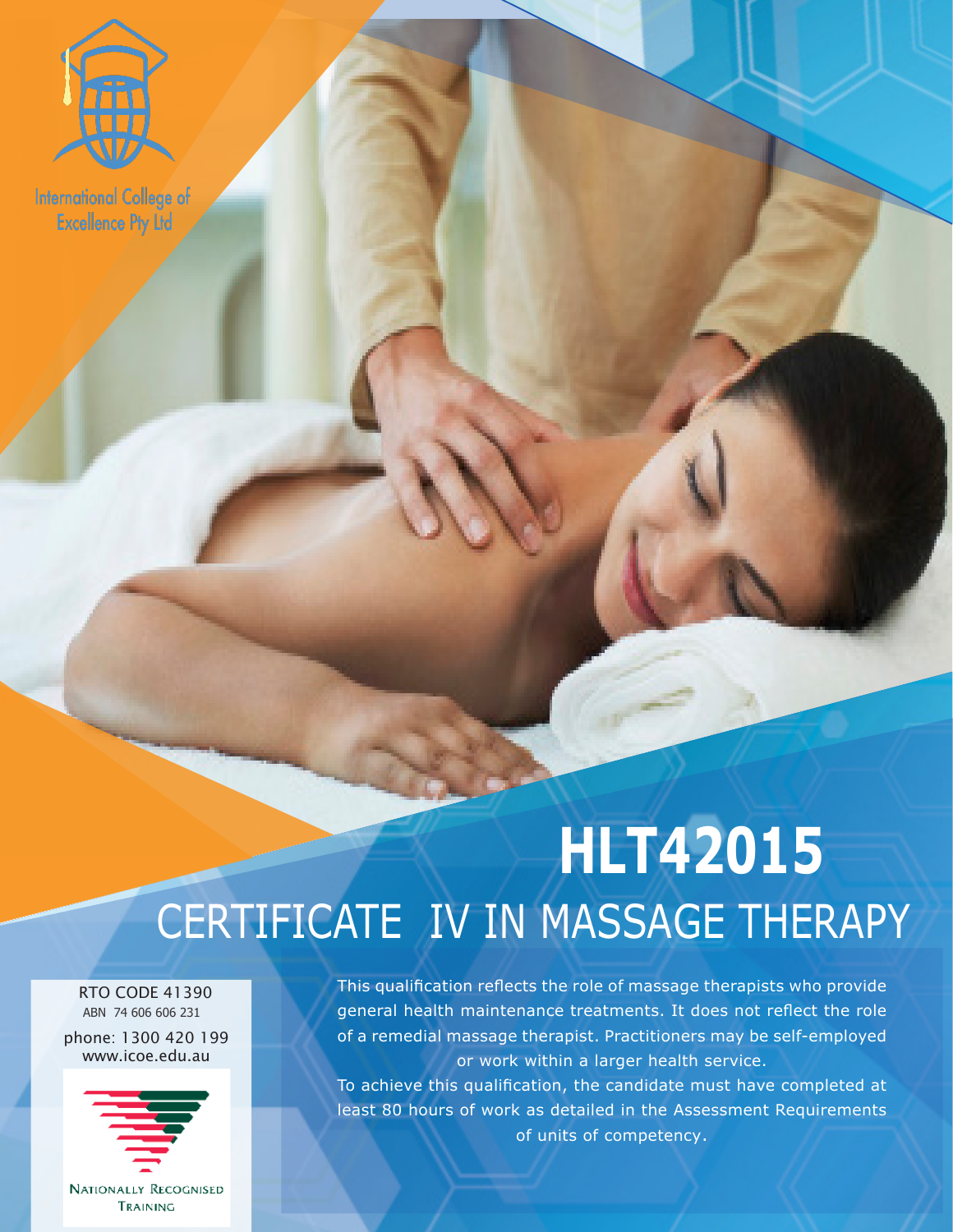International College of Excellence Pty Ltd

# HLT42015

## CERTIFICATE IV IN MASSAGE THERAPY

RTO CODE 41390
ABN 74 606 606 231

phone: 1300 420 199
www.icoe.edu.au

NATIONALLY RECOGNISED TRAINING

This qualification reflects the role of massage therapists who provide general health maintenance treatments. It does not reflect the role of a remedial massage therapist. Practitioners may be self-employed or work within a larger health service.

To achieve this qualification, the candidate must have completed at least 80 hours of work as detailed in the Assessment Requirements of units of competency.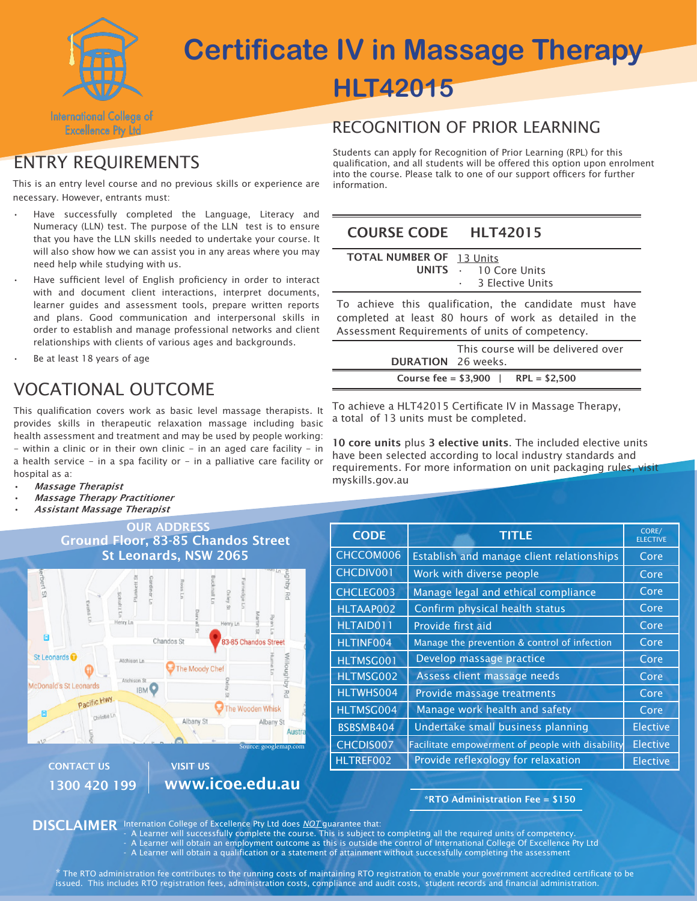International College of Excellence Pty Ltd

# Certificate IV in Massage Therapy

## HLT42015

## ENTRY REQUIREMENTS

This is an entry level course and no previous skills or experience are necessary. However, entrants must:

- Have successfully completed the Language, Literacy and Numeracy (LLN) test. The purpose of the LLN test is to ensure that you have the LLN skills needed to undertake your course. It will also show how we can assist you in any areas where you may need help while studying with us.
- Have sufficient level of English proficiency in order to interact with and document client interactions, interpret documents, learner guides and assessment tools, prepare written reports and plans. Good communication and interpersonal skills in order to establish and manage professional networks and client relationships with clients of various ages and backgrounds.
- Be at least 18 years of age

## VOCATIONAL OUTCOME

This qualification covers work as basic level massage therapists. It provides skills in therapeutic relaxation massage including basic health assessment and treatment and may be used by people working: - within a clinic or in their own clinic - in an aged care facility - in a health service - in a spa facility or - in a palliative care facility or hospital as a:

- *Massage Therapist*
- *Massage Therapy Practitioner*
- *Assistant Massage Therapist*

**OUR ADDRESS**
**Ground Floor, 83-85 Chandos Street**
**St Leonards, NSW 2065**

Source: googlemap.com

**CONTACT US**
**1300 420 199**

**VISIT US**
**www.icoe.edu.au**

## RECOGNITION OF PRIOR LEARNING

Students can apply for Recognition of Prior Learning (RPL) for this qualification, and all students will be offered this option upon enrolment into the course. Please talk to one of our support officers for further information.

| | |
|---|---|
| **COURSE CODE** | **HLT42015** |
| **TOTAL NUMBER OF UNITS** | 13 Units<br>· 10 Core Units<br>· 3 Elective Units |

To achieve this qualification, the candidate must have completed at least 80 hours of work as detailed in the Assessment Requirements of units of competency.

| | |
|---|---|
| **DURATION** | This course will be delivered over 26 weeks. |

**Course fee = $3,900 | RPL = $2,500**

To achieve a HLT42015 Certificate IV in Massage Therapy, a total of 13 units must be completed.

**10 core units** plus **3 elective units**. The included elective units have been selected according to local industry standards and requirements. For more information on unit packaging rules, visit myskills.gov.au

| CODE | TITLE | CORE/ ELECTIVE |
|---|---|---|
| CHCCOM006 | Establish and manage client relationships | Core |
| CHCDIV001 | Work with diverse people | Core |
| CHCLEG003 | Manage legal and ethical compliance | Core |
| HLTAAP002 | Confirm physical health status | Core |
| HLTAID011 | Provide first aid | Core |
| HLTINF004 | Manage the prevention & control of infection | Core |
| HLTMSG001 | Develop massage practice | Core |
| HLTMSG002 | Assess client massage needs | Core |
| HLTMSG003 | Provide massage treatments | Core |
| HLTMSG004 | Manage work health and safety | Core |
| BSBSMB404 | Undertake small business planning | Elective |
| CHCDIS007 | Facilitate empowerment of people with disability | Elective |
| HLTREF002 | Provide reflexology for relaxation | Elective |

***RTO Administration Fee = $150**

**DISCLAIMER** International College of Excellence Pty Ltd does *NOT* guarantee that:

- A Learner will successfully complete the course. This is subject to completing all the required units of competency.
- A Learner will obtain an employment outcome as this is outside the control of International College Of Excellence Pty Ltd
- A Learner will obtain a qualification or a statement of attainment without successfully completing the assessment

* The RTO administration fee contributes to the running costs of maintaining RTO registration to enable your government accredited certificate to be issued. This includes RTO registration fees, administration costs, compliance and audit costs, student records and financial administration.